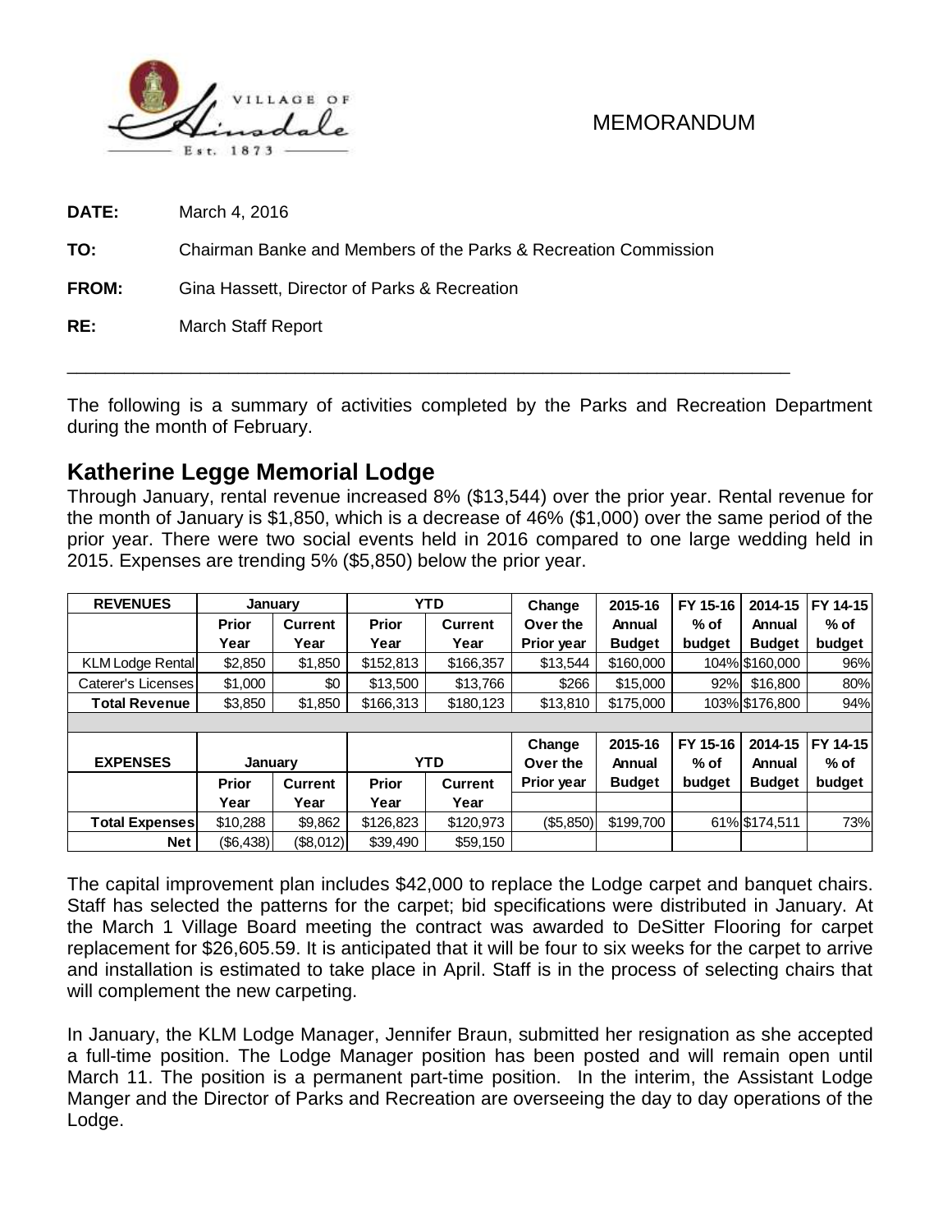MEMORANDUM

**DATE:** March 4, 2016

**TO:** Chairman Banke and Members of the Parks & Recreation Commission

**FROM:** Gina Hassett, Director of Parks & Recreation

**RE:** March Staff Report

---

The following is a summary of activities completed by the Parks and Recreation Department during the month of February.

## Katherine Legge Memorial Lodge

Through January, rental revenue increased 8% ($13,544) over the prior year. Rental revenue for the month of January is $1,850, which is a decrease of 46% ($1,000) over the same period of the prior year. There were two social events held in 2016 compared to one large wedding held in 2015. Expenses are trending 5% ($5,850) below the prior year.

| REVENUES | January | | YTD | | Change Over the Prior year | 2015-16 Annual Budget | FY 15-16 % of budget | 2014-15 Annual Budget | FY 14-15 % of budget |
|---|---|---|---|---|---|---|---|---|---|
| | Prior Year | Current Year | Prior Year | Current Year | | | | | |
| KLM Lodge Rental | $2,850 | $1,850 | $152,813 | $166,357 | $13,544 | $160,000 | 104% | $160,000 | 96% |
| Caterer's Licenses | $1,000 | $0 | $13,500 | $13,766 | $266 | $15,000 | 92% | $16,800 | 80% |
| **Total Revenue** | $3,850 | $1,850 | $166,313 | $180,123 | $13,810 | $175,000 | 103% | $176,800 | 94% |
| | | | | | | | | | |
| **EXPENSES** | January | | YTD | | Change Over the Prior year | 2015-16 Annual Budget | FY 15-16 % of budget | 2014-15 Annual Budget | FY 14-15 % of budget |
| | Prior Year | Current Year | Prior Year | Current Year | | | | | |
| **Total Expenses** | $10,288 | $9,862 | $126,823 | $120,973 | ($5,850) | $199,700 | 61% | $174,511 | 73% |
| **Net** | ($6,438) | ($8,012) | $39,490 | $59,150 | | | | | |

The capital improvement plan includes $42,000 to replace the Lodge carpet and banquet chairs. Staff has selected the patterns for the carpet; bid specifications were distributed in January. At the March 1 Village Board meeting the contract was awarded to DeSitter Flooring for carpet replacement for $26,605.59. It is anticipated that it will be four to six weeks for the carpet to arrive and installation is estimated to take place in April. Staff is in the process of selecting chairs that will complement the new carpeting.

In January, the KLM Lodge Manager, Jennifer Braun, submitted her resignation as she accepted a full-time position. The Lodge Manager position has been posted and will remain open until March 11. The position is a permanent part-time position. In the interim, the Assistant Lodge Manger and the Director of Parks and Recreation are overseeing the day to day operations of the Lodge.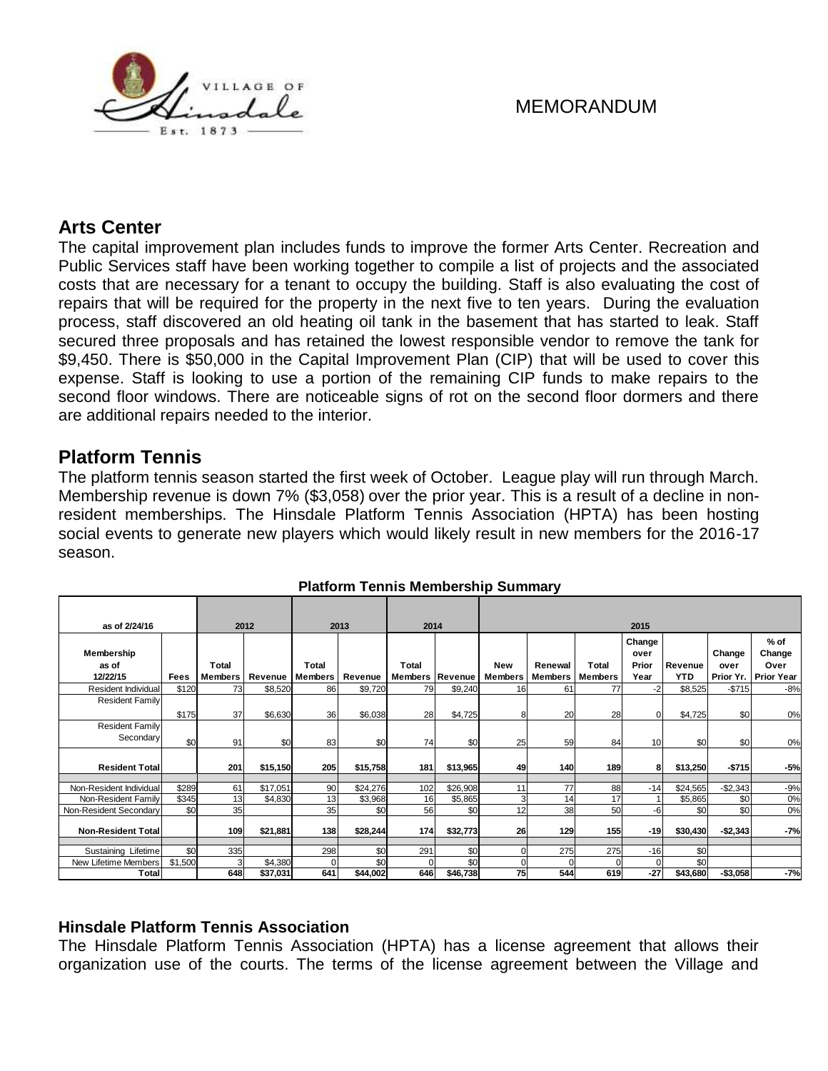MEMORANDUM

## Arts Center

The capital improvement plan includes funds to improve the former Arts Center. Recreation and Public Services staff have been working together to compile a list of projects and the associated costs that are necessary for a tenant to occupy the building. Staff is also evaluating the cost of repairs that will be required for the property in the next five to ten years. During the evaluation process, staff discovered an old heating oil tank in the basement that has started to leak. Staff secured three proposals and has retained the lowest responsible vendor to remove the tank for \$9,450. There is \$50,000 in the Capital Improvement Plan (CIP) that will be used to cover this expense. Staff is looking to use a portion of the remaining CIP funds to make repairs to the second floor windows. There are noticeable signs of rot on the second floor dormers and there are additional repairs needed to the interior.

## Platform Tennis

The platform tennis season started the first week of October. League play will run through March. Membership revenue is down 7% (\$3,058) over the prior year. This is a result of a decline in non-resident memberships. The Hinsdale Platform Tennis Association (HPTA) has been hosting social events to generate new players which would likely result in new members for the 2016-17 season.

**Platform Tennis Membership Summary**

| as of 2/24/16 | | 2012 | | 2013 | | 2014 | | 2015 | | | | | | |
|---|---|---|---|---|---|---|---|---|---|---|---|---|---|---|
| Membership as of 12/22/15 | Fees | Total Members | Revenue | Total Members | Revenue | Total Members | Revenue | New Members | Renewal Members | Total Members | Change over Prior Year | Revenue YTD | Change over Prior Yr. | % of Change Over Prior Year |
| Resident Individual | \$120 | 73 | \$8,520 | 86 | \$9,720 | 79 | \$9,240 | 16 | 61 | 77 | -2 | \$8,525 | -\$715 | -8% |
| Resident Family | \$175 | 37 | \$6,630 | 36 | \$6,038 | 28 | \$4,725 | 8 | 20 | 28 | 0 | \$4,725 | \$0 | 0% |
| Resident Family Secondary | \$0 | 91 | \$0 | 83 | \$0 | 74 | \$0 | 25 | 59 | 84 | 10 | \$0 | \$0 | 0% |
| **Resident Total** | | **201** | **\$15,150** | **205** | **\$15,758** | **181** | **\$13,965** | **49** | **140** | **189** | **8** | **\$13,250** | **-\$715** | **-5%** |
| Non-Resident Individual | \$289 | 61 | \$17,051 | 90 | \$24,276 | 102 | \$26,908 | 11 | 77 | 88 | -14 | \$24,565 | -\$2,343 | -9% |
| Non-Resident Family | \$345 | 13 | \$4,830 | 13 | \$3,968 | 16 | \$5,865 | 3 | 14 | 17 | 1 | \$5,865 | \$0 | 0% |
| Non-Resident Secondary | \$0 | 35 | | 35 | \$0 | 56 | \$0 | 12 | 38 | 50 | -6 | \$0 | \$0 | 0% |
| **Non-Resident Total** | | **109** | **\$21,881** | **138** | **\$28,244** | **174** | **\$32,773** | **26** | **129** | **155** | **-19** | **\$30,430** | **-\$2,343** | **-7%** |
| Sustaining Lifetime | \$0 | 335 | | 298 | \$0 | 291 | \$0 | 0 | 275 | 275 | -16 | \$0 | | |
| New Lifetime Members | \$1,500 | 3 | \$4,380 | 0 | \$0 | 0 | \$0 | 0 | 0 | 0 | 0 | \$0 | | |
| **Total** | | **648** | **\$37,031** | **641** | **\$44,002** | **646** | **\$46,738** | **75** | **544** | **619** | **-27** | **\$43,680** | **-\$3,058** | **-7%** |

### Hinsdale Platform Tennis Association

The Hinsdale Platform Tennis Association (HPTA) has a license agreement that allows their organization use of the courts. The terms of the license agreement between the Village and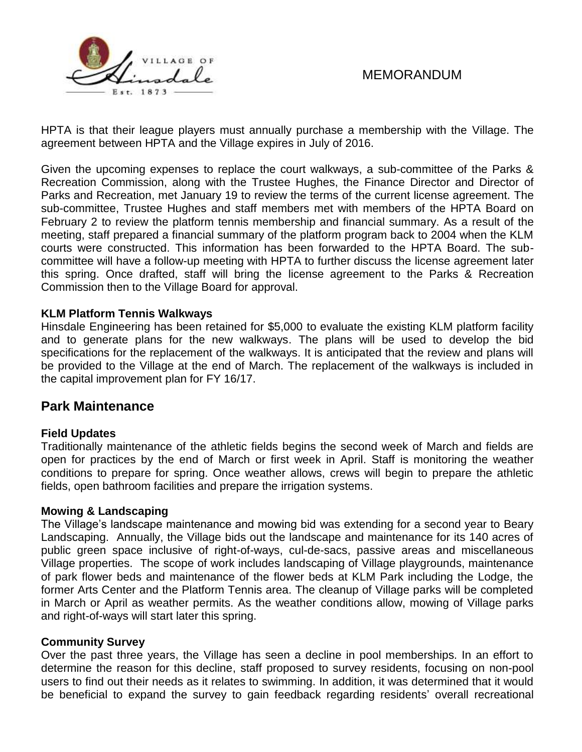HPTA is that their league players must annually purchase a membership with the Village. The agreement between HPTA and the Village expires in July of 2016.

Given the upcoming expenses to replace the court walkways, a sub-committee of the Parks & Recreation Commission, along with the Trustee Hughes, the Finance Director and Director of Parks and Recreation, met January 19 to review the terms of the current license agreement. The sub-committee, Trustee Hughes and staff members met with members of the HPTA Board on February 2 to review the platform tennis membership and financial summary. As a result of the meeting, staff prepared a financial summary of the platform program back to 2004 when the KLM courts were constructed. This information has been forwarded to the HPTA Board. The sub-committee will have a follow-up meeting with HPTA to further discuss the license agreement later this spring. Once drafted, staff will bring the license agreement to the Parks & Recreation Commission then to the Village Board for approval.

**KLM Platform Tennis Walkways**

Hinsdale Engineering has been retained for $5,000 to evaluate the existing KLM platform facility and to generate plans for the new walkways. The plans will be used to develop the bid specifications for the replacement of the walkways. It is anticipated that the review and plans will be provided to the Village at the end of March. The replacement of the walkways is included in the capital improvement plan for FY 16/17.

## Park Maintenance

**Field Updates**

Traditionally maintenance of the athletic fields begins the second week of March and fields are open for practices by the end of March or first week in April. Staff is monitoring the weather conditions to prepare for spring. Once weather allows, crews will begin to prepare the athletic fields, open bathroom facilities and prepare the irrigation systems.

**Mowing & Landscaping**

The Village's landscape maintenance and mowing bid was extending for a second year to Beary Landscaping. Annually, the Village bids out the landscape and maintenance for its 140 acres of public green space inclusive of right-of-ways, cul-de-sacs, passive areas and miscellaneous Village properties. The scope of work includes landscaping of Village playgrounds, maintenance of park flower beds and maintenance of the flower beds at KLM Park including the Lodge, the former Arts Center and the Platform Tennis area. The cleanup of Village parks will be completed in March or April as weather permits. As the weather conditions allow, mowing of Village parks and right-of-ways will start later this spring.

**Community Survey**

Over the past three years, the Village has seen a decline in pool memberships. In an effort to determine the reason for this decline, staff proposed to survey residents, focusing on non-pool users to find out their needs as it relates to swimming. In addition, it was determined that it would be beneficial to expand the survey to gain feedback regarding residents' overall recreational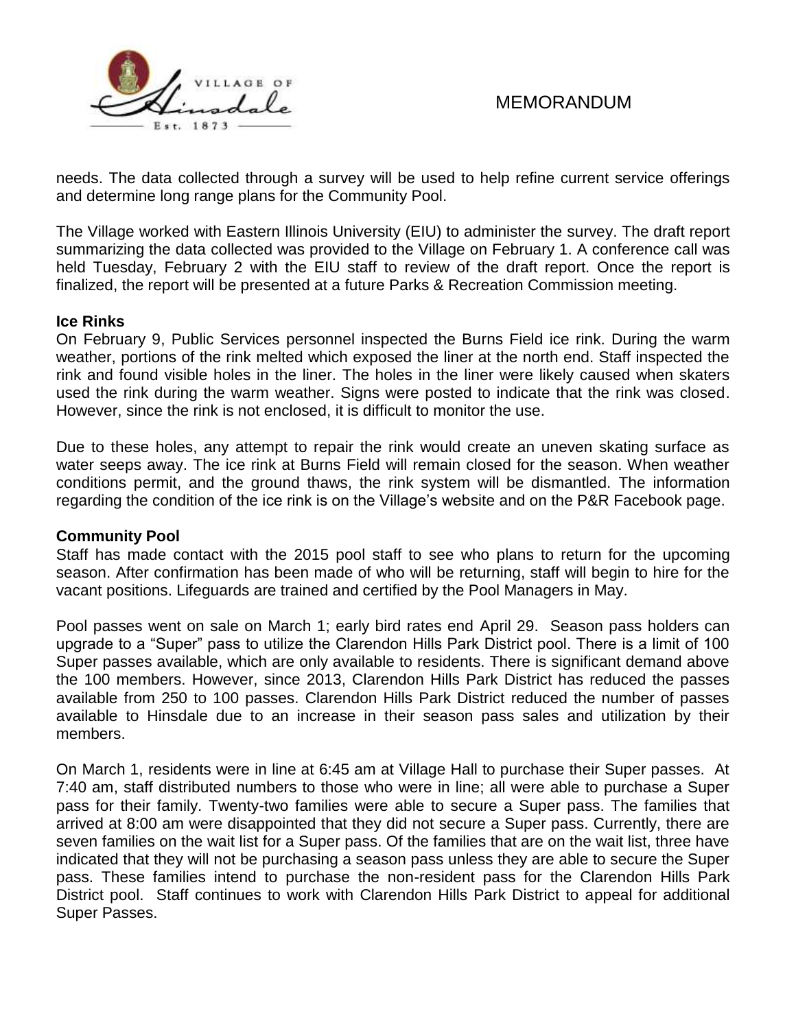needs. The data collected through a survey will be used to help refine current service offerings and determine long range plans for the Community Pool.

The Village worked with Eastern Illinois University (EIU) to administer the survey. The draft report summarizing the data collected was provided to the Village on February 1. A conference call was held Tuesday, February 2 with the EIU staff to review of the draft report. Once the report is finalized, the report will be presented at a future Parks & Recreation Commission meeting.

**Ice Rinks**

On February 9, Public Services personnel inspected the Burns Field ice rink. During the warm weather, portions of the rink melted which exposed the liner at the north end. Staff inspected the rink and found visible holes in the liner. The holes in the liner were likely caused when skaters used the rink during the warm weather. Signs were posted to indicate that the rink was closed. However, since the rink is not enclosed, it is difficult to monitor the use.

Due to these holes, any attempt to repair the rink would create an uneven skating surface as water seeps away. The ice rink at Burns Field will remain closed for the season. When weather conditions permit, and the ground thaws, the rink system will be dismantled. The information regarding the condition of the ice rink is on the Village's website and on the P&R Facebook page.

**Community Pool**

Staff has made contact with the 2015 pool staff to see who plans to return for the upcoming season. After confirmation has been made of who will be returning, staff will begin to hire for the vacant positions. Lifeguards are trained and certified by the Pool Managers in May.

Pool passes went on sale on March 1; early bird rates end April 29. Season pass holders can upgrade to a "Super" pass to utilize the Clarendon Hills Park District pool. There is a limit of 100 Super passes available, which are only available to residents. There is significant demand above the 100 members. However, since 2013, Clarendon Hills Park District has reduced the passes available from 250 to 100 passes. Clarendon Hills Park District reduced the number of passes available to Hinsdale due to an increase in their season pass sales and utilization by their members.

On March 1, residents were in line at 6:45 am at Village Hall to purchase their Super passes. At 7:40 am, staff distributed numbers to those who were in line; all were able to purchase a Super pass for their family. Twenty-two families were able to secure a Super pass. The families that arrived at 8:00 am were disappointed that they did not secure a Super pass. Currently, there are seven families on the wait list for a Super pass. Of the families that are on the wait list, three have indicated that they will not be purchasing a season pass unless they are able to secure the Super pass. These families intend to purchase the non-resident pass for the Clarendon Hills Park District pool. Staff continues to work with Clarendon Hills Park District to appeal for additional Super Passes.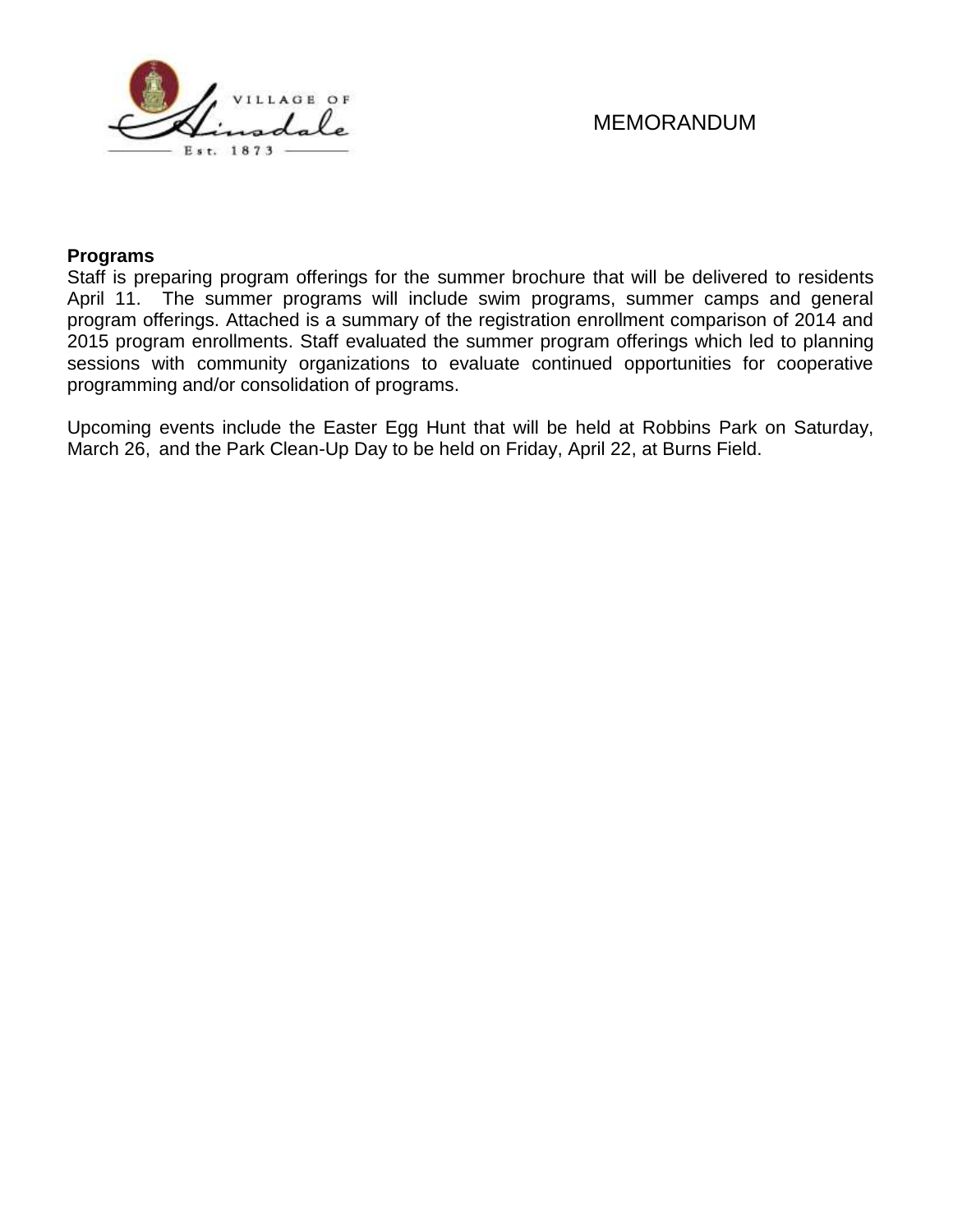MEMORANDUM

**Programs**

Staff is preparing program offerings for the summer brochure that will be delivered to residents April 11. The summer programs will include swim programs, summer camps and general program offerings. Attached is a summary of the registration enrollment comparison of 2014 and 2015 program enrollments. Staff evaluated the summer program offerings which led to planning sessions with community organizations to evaluate continued opportunities for cooperative programming and/or consolidation of programs.

Upcoming events include the Easter Egg Hunt that will be held at Robbins Park on Saturday, March 26, and the Park Clean-Up Day to be held on Friday, April 22, at Burns Field.